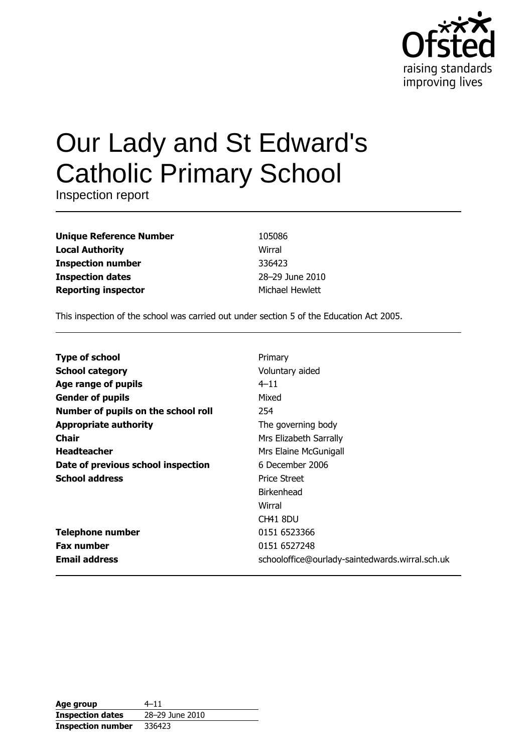Ofsted
raising standards
improving lives

# Our Lady and St Edward's Catholic Primary School

Inspection report

| | |
|---|---|
| **Unique Reference Number** | 105086 |
| **Local Authority** | Wirral |
| **Inspection number** | 336423 |
| **Inspection dates** | 28–29 June 2010 |
| **Reporting inspector** | Michael Hewlett |

This inspection of the school was carried out under section 5 of the Education Act 2005.

| | |
|---|---|
| **Type of school** | Primary |
| **School category** | Voluntary aided |
| **Age range of pupils** | 4–11 |
| **Gender of pupils** | Mixed |
| **Number of pupils on the school roll** | 254 |
| **Appropriate authority** | The governing body |
| **Chair** | Mrs Elizabeth Sarrally |
| **Headteacher** | Mrs Elaine McGunigall |
| **Date of previous school inspection** | 6 December 2006 |
| **School address** | Price Street<br>Birkenhead<br>Wirral<br>CH41 8DU |
| **Telephone number** | 0151 6523366 |
| **Fax number** | 0151 6527248 |
| **Email address** | schooloffice@ourlady-saintedwards.wirral.sch.uk |

| | |
|---|---|
| **Age group** | 4–11 |
| **Inspection dates** | 28–29 June 2010 |
| **Inspection number** | 336423 |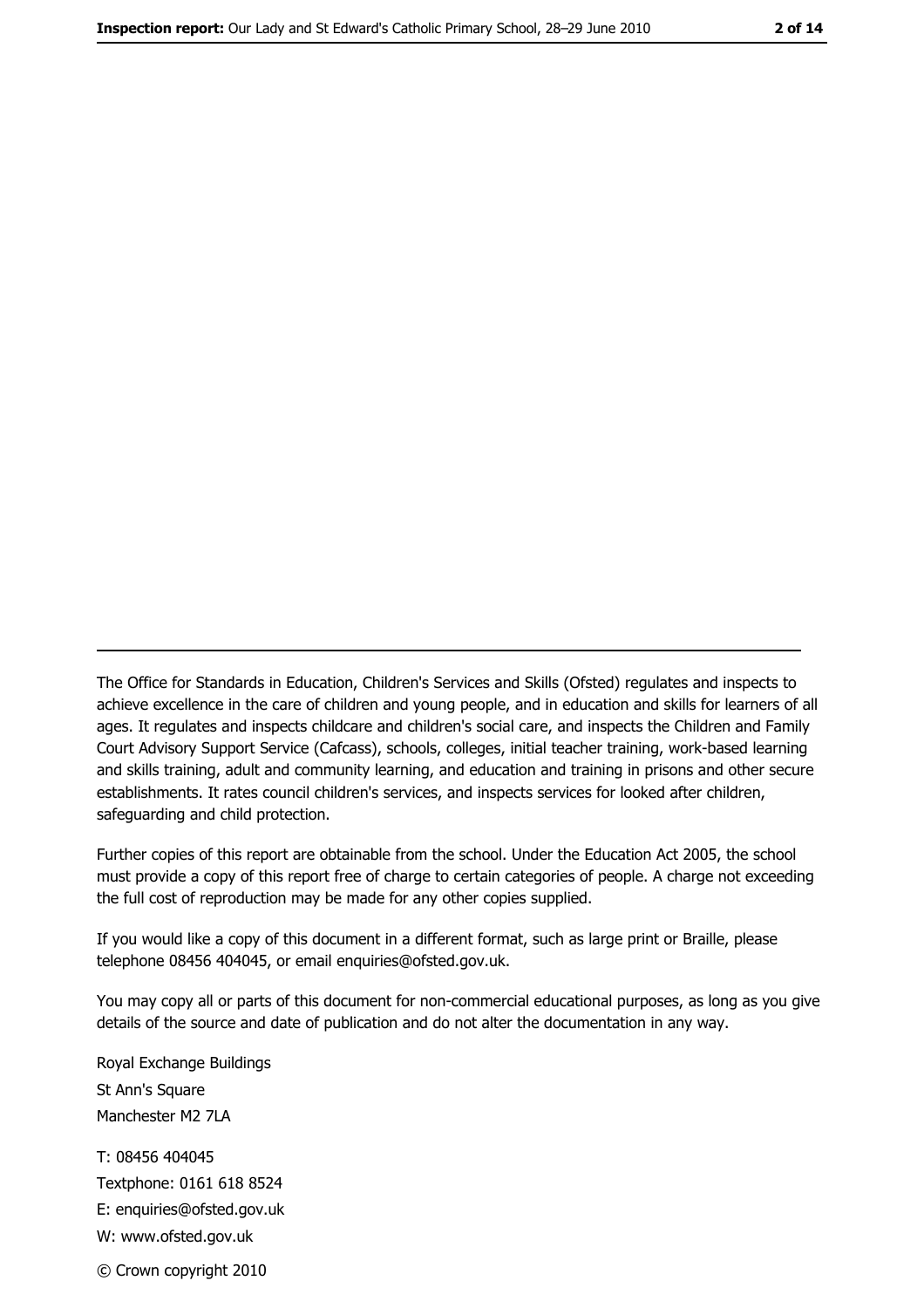---

The Office for Standards in Education, Children's Services and Skills (Ofsted) regulates and inspects to achieve excellence in the care of children and young people, and in education and skills for learners of all ages. It regulates and inspects childcare and children's social care, and inspects the Children and Family Court Advisory Support Service (Cafcass), schools, colleges, initial teacher training, work-based learning and skills training, adult and community learning, and education and training in prisons and other secure establishments. It rates council children's services, and inspects services for looked after children, safeguarding and child protection.

Further copies of this report are obtainable from the school. Under the Education Act 2005, the school must provide a copy of this report free of charge to certain categories of people. A charge not exceeding the full cost of reproduction may be made for any other copies supplied.

If you would like a copy of this document in a different format, such as large print or Braille, please telephone 08456 404045, or email enquiries@ofsted.gov.uk.

You may copy all or parts of this document for non-commercial educational purposes, as long as you give details of the source and date of publication and do not alter the documentation in any way.

Royal Exchange Buildings
St Ann's Square
Manchester M2 7LA

T: 08456 404045
Textphone: 0161 618 8524
E: enquiries@ofsted.gov.uk
W: www.ofsted.gov.uk

© Crown copyright 2010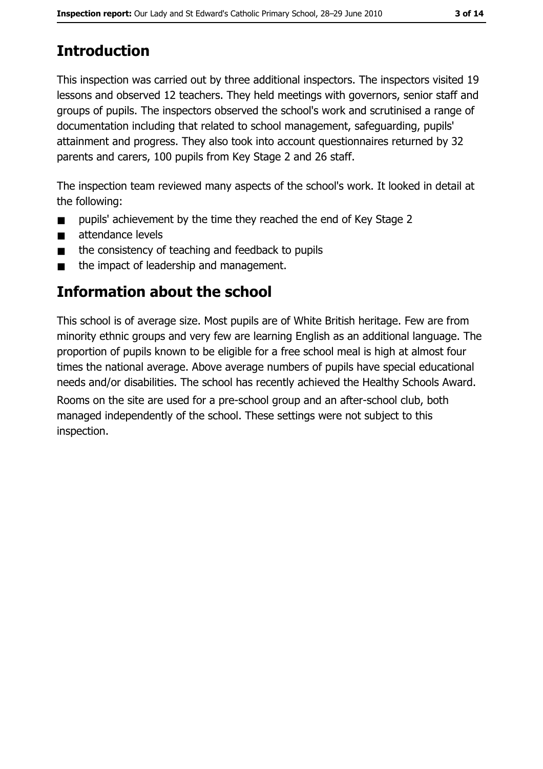# Introduction

This inspection was carried out by three additional inspectors. The inspectors visited 19 lessons and observed 12 teachers. They held meetings with governors, senior staff and groups of pupils. The inspectors observed the school's work and scrutinised a range of documentation including that related to school management, safeguarding, pupils' attainment and progress. They also took into account questionnaires returned by 32 parents and carers, 100 pupils from Key Stage 2 and 26 staff.

The inspection team reviewed many aspects of the school's work. It looked in detail at the following:

- pupils' achievement by the time they reached the end of Key Stage 2
- attendance levels
- the consistency of teaching and feedback to pupils
- the impact of leadership and management.

# Information about the school

This school is of average size. Most pupils are of White British heritage. Few are from minority ethnic groups and very few are learning English as an additional language. The proportion of pupils known to be eligible for a free school meal is high at almost four times the national average. Above average numbers of pupils have special educational needs and/or disabilities. The school has recently achieved the Healthy Schools Award. Rooms on the site are used for a pre-school group and an after-school club, both managed independently of the school. These settings were not subject to this inspection.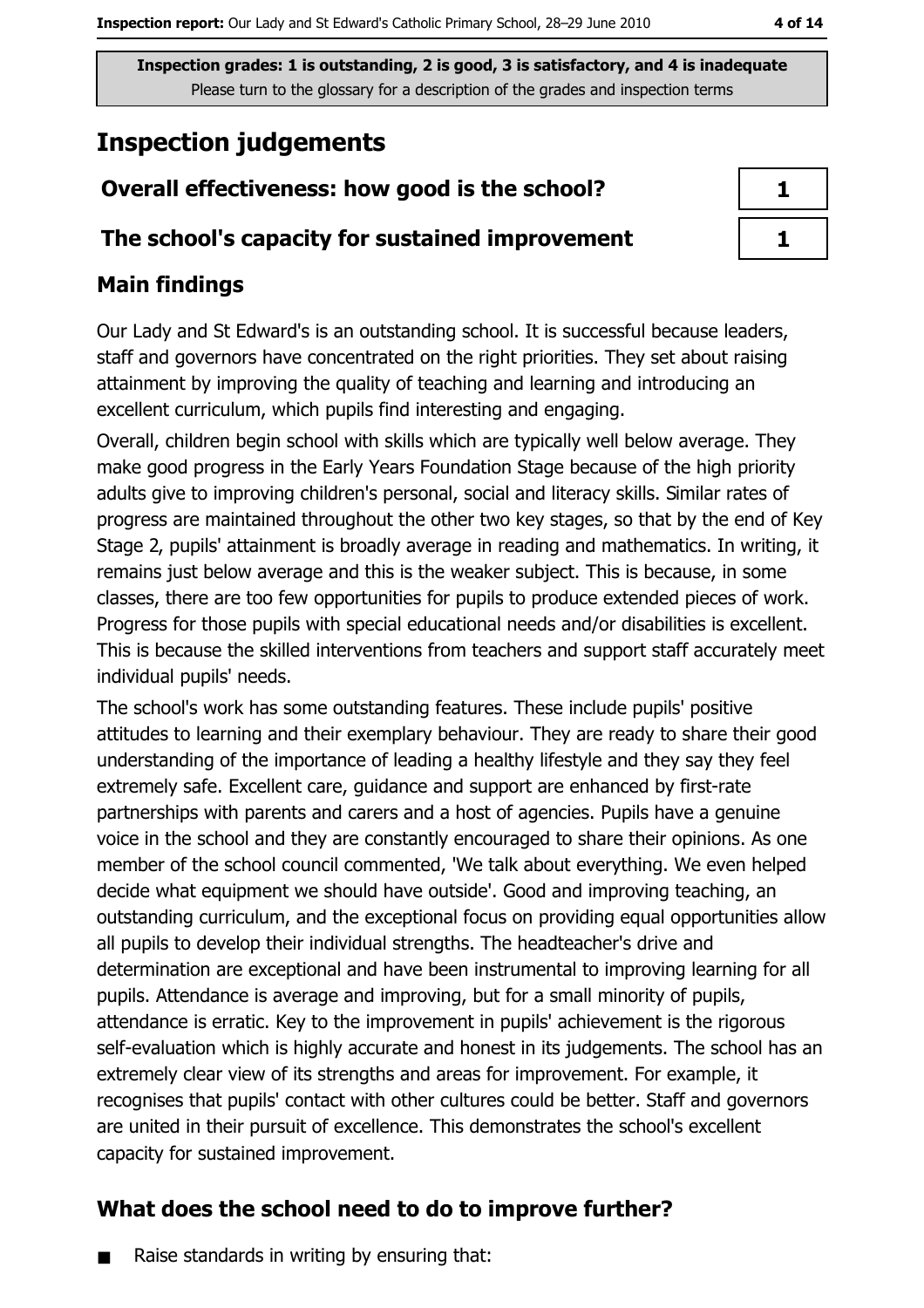Inspection grades: 1 is outstanding, 2 is good, 3 is satisfactory, and 4 is inadequate
Please turn to the glossary for a description of the grades and inspection terms

# Inspection judgements

| | |
|---|---|
| **Overall effectiveness: how good is the school?** | 1 |
| **The school's capacity for sustained improvement** | 1 |

## Main findings

Our Lady and St Edward's is an outstanding school. It is successful because leaders, staff and governors have concentrated on the right priorities. They set about raising attainment by improving the quality of teaching and learning and introducing an excellent curriculum, which pupils find interesting and engaging.

Overall, children begin school with skills which are typically well below average. They make good progress in the Early Years Foundation Stage because of the high priority adults give to improving children's personal, social and literacy skills. Similar rates of progress are maintained throughout the other two key stages, so that by the end of Key Stage 2, pupils' attainment is broadly average in reading and mathematics. In writing, it remains just below average and this is the weaker subject. This is because, in some classes, there are too few opportunities for pupils to produce extended pieces of work. Progress for those pupils with special educational needs and/or disabilities is excellent. This is because the skilled interventions from teachers and support staff accurately meet individual pupils' needs.

The school's work has some outstanding features. These include pupils' positive attitudes to learning and their exemplary behaviour. They are ready to share their good understanding of the importance of leading a healthy lifestyle and they say they feel extremely safe. Excellent care, guidance and support are enhanced by first-rate partnerships with parents and carers and a host of agencies. Pupils have a genuine voice in the school and they are constantly encouraged to share their opinions. As one member of the school council commented, 'We talk about everything. We even helped decide what equipment we should have outside'. Good and improving teaching, an outstanding curriculum, and the exceptional focus on providing equal opportunities allow all pupils to develop their individual strengths. The headteacher's drive and determination are exceptional and have been instrumental to improving learning for all pupils. Attendance is average and improving, but for a small minority of pupils, attendance is erratic. Key to the improvement in pupils' achievement is the rigorous self-evaluation which is highly accurate and honest in its judgements. The school has an extremely clear view of its strengths and areas for improvement. For example, it recognises that pupils' contact with other cultures could be better. Staff and governors are united in their pursuit of excellence. This demonstrates the school's excellent capacity for sustained improvement.

## What does the school need to do to improve further?

- Raise standards in writing by ensuring that: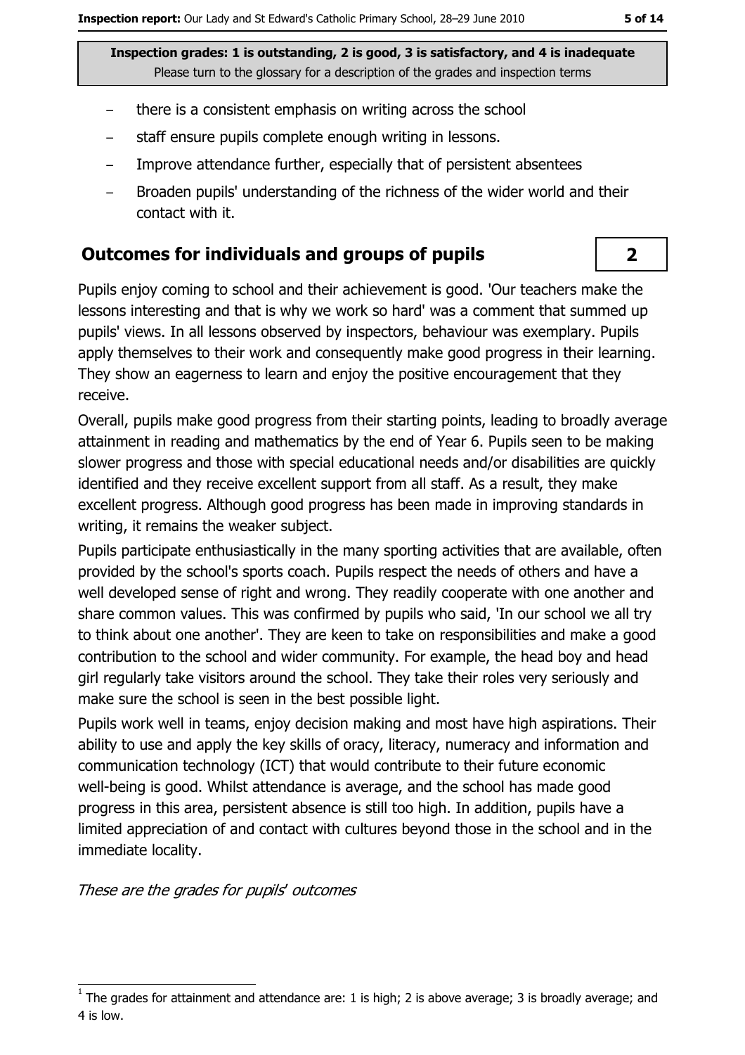**Inspection grades: 1 is outstanding, 2 is good, 3 is satisfactory, and 4 is inadequate**
Please turn to the glossary for a description of the grades and inspection terms

- there is a consistent emphasis on writing across the school
- staff ensure pupils complete enough writing in lessons.
- Improve attendance further, especially that of persistent absentees
- Broaden pupils' understanding of the richness of the wider world and their contact with it.

## Outcomes for individuals and groups of pupils

**2**

Pupils enjoy coming to school and their achievement is good. 'Our teachers make the lessons interesting and that is why we work so hard' was a comment that summed up pupils' views. In all lessons observed by inspectors, behaviour was exemplary. Pupils apply themselves to their work and consequently make good progress in their learning. They show an eagerness to learn and enjoy the positive encouragement that they receive.

Overall, pupils make good progress from their starting points, leading to broadly average attainment in reading and mathematics by the end of Year 6. Pupils seen to be making slower progress and those with special educational needs and/or disabilities are quickly identified and they receive excellent support from all staff. As a result, they make excellent progress. Although good progress has been made in improving standards in writing, it remains the weaker subject.

Pupils participate enthusiastically in the many sporting activities that are available, often provided by the school's sports coach. Pupils respect the needs of others and have a well developed sense of right and wrong. They readily cooperate with one another and share common values. This was confirmed by pupils who said, 'In our school we all try to think about one another'. They are keen to take on responsibilities and make a good contribution to the school and wider community. For example, the head boy and head girl regularly take visitors around the school. They take their roles very seriously and make sure the school is seen in the best possible light.

Pupils work well in teams, enjoy decision making and most have high aspirations. Their ability to use and apply the key skills of oracy, literacy, numeracy and information and communication technology (ICT) that would contribute to their future economic well-being is good. Whilst attendance is average, and the school has made good progress in this area, persistent absence is still too high. In addition, pupils have a limited appreciation of and contact with cultures beyond those in the school and in the immediate locality.

*These are the grades for pupils' outcomes*

[1] The grades for attainment and attendance are: 1 is high; 2 is above average; 3 is broadly average; and 4 is low.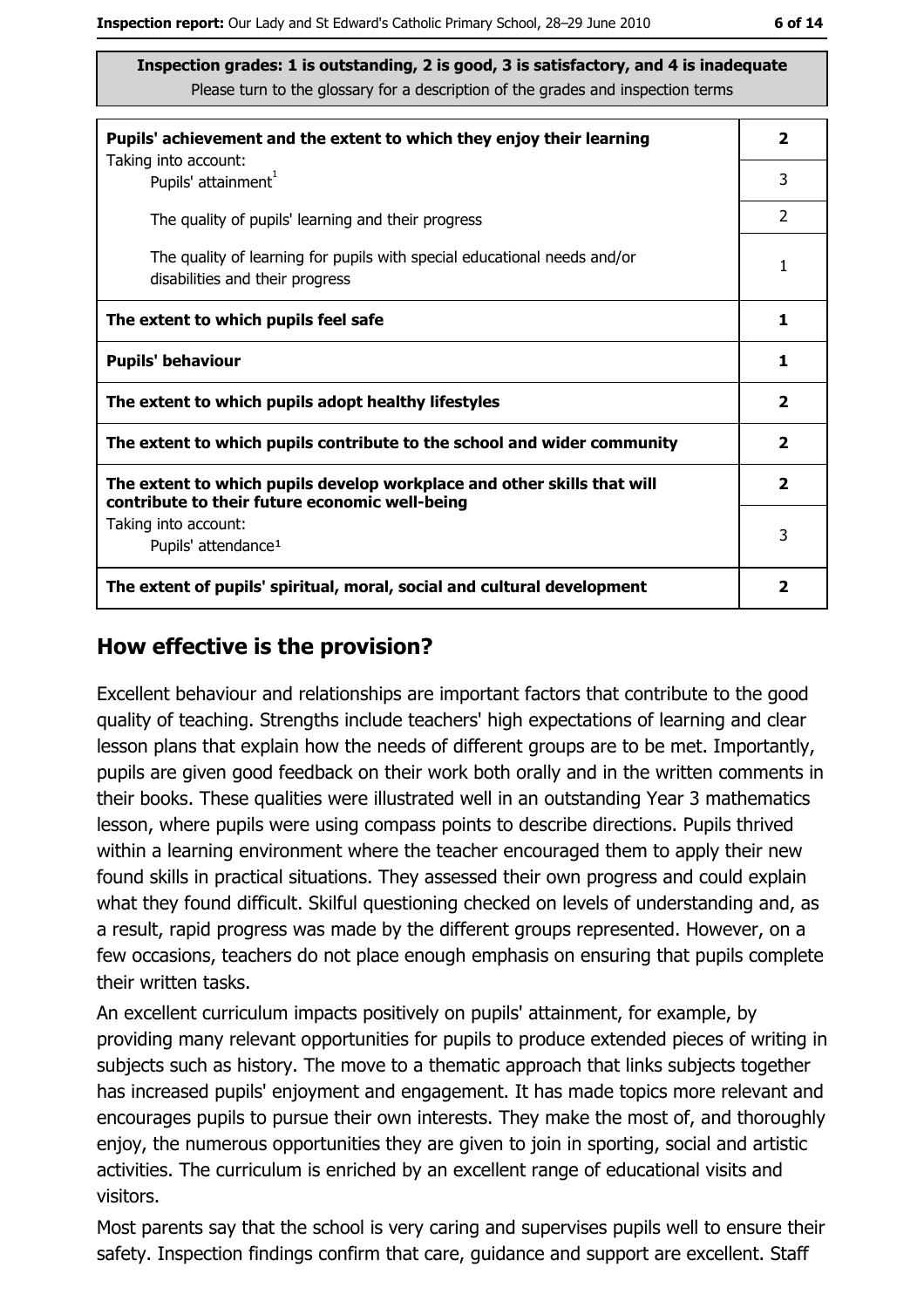**Inspection grades: 1 is outstanding, 2 is good, 3 is satisfactory, and 4 is inadequate**
Please turn to the glossary for a description of the grades and inspection terms

| | |
|---|---|
| **Pupils' achievement and the extent to which they enjoy their learning** | **2** |
| Taking into account: Pupils' attainment[1] | 3 |
| The quality of pupils' learning and their progress | 2 |
| The quality of learning for pupils with special educational needs and/or disabilities and their progress | 1 |
| **The extent to which pupils feel safe** | **1** |
| **Pupils' behaviour** | **1** |
| **The extent to which pupils adopt healthy lifestyles** | **2** |
| **The extent to which pupils contribute to the school and wider community** | **2** |
| **The extent to which pupils develop workplace and other skills that will contribute to their future economic well-being** | **2** |
| Taking into account: Pupils' attendance[1] | 3 |
| **The extent of pupils' spiritual, moral, social and cultural development** | **2** |

## How effective is the provision?

Excellent behaviour and relationships are important factors that contribute to the good quality of teaching. Strengths include teachers' high expectations of learning and clear lesson plans that explain how the needs of different groups are to be met. Importantly, pupils are given good feedback on their work both orally and in the written comments in their books. These qualities were illustrated well in an outstanding Year 3 mathematics lesson, where pupils were using compass points to describe directions. Pupils thrived within a learning environment where the teacher encouraged them to apply their new found skills in practical situations. They assessed their own progress and could explain what they found difficult. Skilful questioning checked on levels of understanding and, as a result, rapid progress was made by the different groups represented. However, on a few occasions, teachers do not place enough emphasis on ensuring that pupils complete their written tasks.

An excellent curriculum impacts positively on pupils' attainment, for example, by providing many relevant opportunities for pupils to produce extended pieces of writing in subjects such as history. The move to a thematic approach that links subjects together has increased pupils' enjoyment and engagement. It has made topics more relevant and encourages pupils to pursue their own interests. They make the most of, and thoroughly enjoy, the numerous opportunities they are given to join in sporting, social and artistic activities. The curriculum is enriched by an excellent range of educational visits and visitors.

Most parents say that the school is very caring and supervises pupils well to ensure their safety. Inspection findings confirm that care, guidance and support are excellent. Staff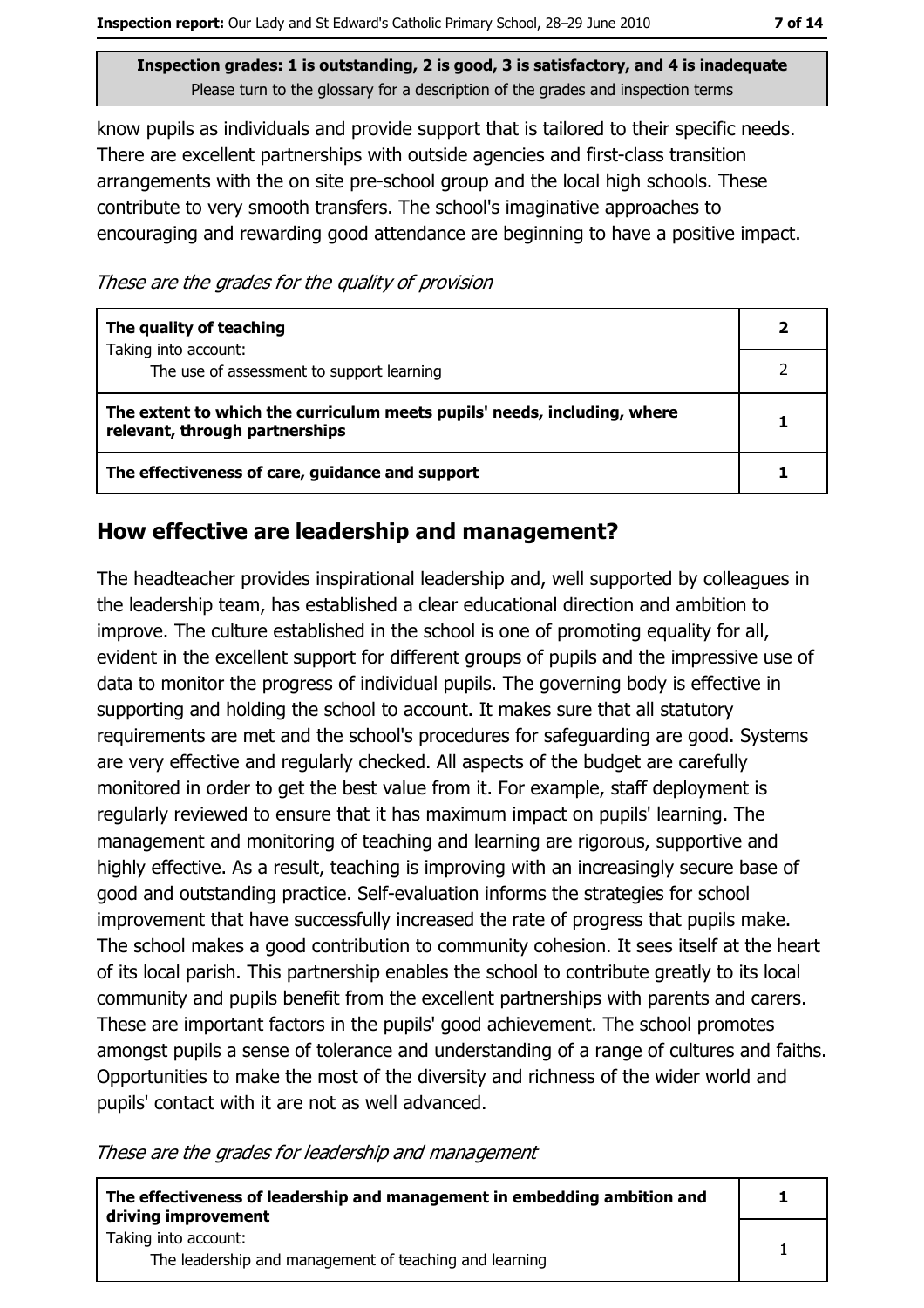**Inspection grades: 1 is outstanding, 2 is good, 3 is satisfactory, and 4 is inadequate**
Please turn to the glossary for a description of the grades and inspection terms

know pupils as individuals and provide support that is tailored to their specific needs. There are excellent partnerships with outside agencies and first-class transition arrangements with the on site pre-school group and the local high schools. These contribute to very smooth transfers. The school's imaginative approaches to encouraging and rewarding good attendance are beginning to have a positive impact.

*These are the grades for the quality of provision*

| | |
|---|---|
| **The quality of teaching** | **2** |
| Taking into account: The use of assessment to support learning | 2 |
| **The extent to which the curriculum meets pupils' needs, including, where relevant, through partnerships** | **1** |
| **The effectiveness of care, guidance and support** | **1** |

## How effective are leadership and management?

The headteacher provides inspirational leadership and, well supported by colleagues in the leadership team, has established a clear educational direction and ambition to improve. The culture established in the school is one of promoting equality for all, evident in the excellent support for different groups of pupils and the impressive use of data to monitor the progress of individual pupils. The governing body is effective in supporting and holding the school to account. It makes sure that all statutory requirements are met and the school's procedures for safeguarding are good. Systems are very effective and regularly checked. All aspects of the budget are carefully monitored in order to get the best value from it. For example, staff deployment is regularly reviewed to ensure that it has maximum impact on pupils' learning. The management and monitoring of teaching and learning are rigorous, supportive and highly effective. As a result, teaching is improving with an increasingly secure base of good and outstanding practice. Self-evaluation informs the strategies for school improvement that have successfully increased the rate of progress that pupils make. The school makes a good contribution to community cohesion. It sees itself at the heart of its local parish. This partnership enables the school to contribute greatly to its local community and pupils benefit from the excellent partnerships with parents and carers. These are important factors in the pupils' good achievement. The school promotes amongst pupils a sense of tolerance and understanding of a range of cultures and faiths. Opportunities to make the most of the diversity and richness of the wider world and pupils' contact with it are not as well advanced.

*These are the grades for leadership and management*

| | |
|---|---|
| **The effectiveness of leadership and management in embedding ambition and driving improvement** | **1** |
| Taking into account: The leadership and management of teaching and learning | 1 |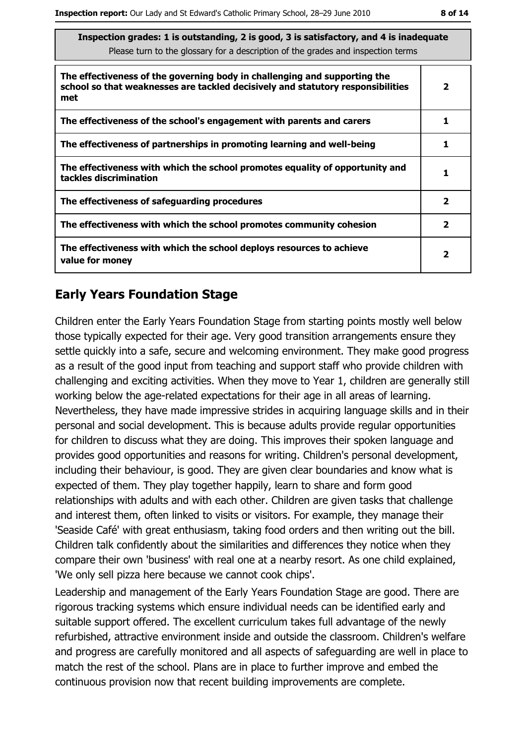**Inspection grades: 1 is outstanding, 2 is good, 3 is satisfactory, and 4 is inadequate**
Please turn to the glossary for a description of the grades and inspection terms

| | |
|---|---|
| **The effectiveness of the governing body in challenging and supporting the school so that weaknesses are tackled decisively and statutory responsibilities met** | **2** |
| **The effectiveness of the school's engagement with parents and carers** | **1** |
| **The effectiveness of partnerships in promoting learning and well-being** | **1** |
| **The effectiveness with which the school promotes equality of opportunity and tackles discrimination** | **1** |
| **The effectiveness of safeguarding procedures** | **2** |
| **The effectiveness with which the school promotes community cohesion** | **2** |
| **The effectiveness with which the school deploys resources to achieve value for money** | **2** |

## Early Years Foundation Stage

Children enter the Early Years Foundation Stage from starting points mostly well below those typically expected for their age. Very good transition arrangements ensure they settle quickly into a safe, secure and welcoming environment. They make good progress as a result of the good input from teaching and support staff who provide children with challenging and exciting activities. When they move to Year 1, children are generally still working below the age-related expectations for their age in all areas of learning. Nevertheless, they have made impressive strides in acquiring language skills and in their personal and social development. This is because adults provide regular opportunities for children to discuss what they are doing. This improves their spoken language and provides good opportunities and reasons for writing. Children's personal development, including their behaviour, is good. They are given clear boundaries and know what is expected of them. They play together happily, learn to share and form good relationships with adults and with each other. Children are given tasks that challenge and interest them, often linked to visits or visitors. For example, they manage their 'Seaside Café' with great enthusiasm, taking food orders and then writing out the bill. Children talk confidently about the similarities and differences they notice when they compare their own 'business' with real one at a nearby resort. As one child explained, 'We only sell pizza here because we cannot cook chips'.

Leadership and management of the Early Years Foundation Stage are good. There are rigorous tracking systems which ensure individual needs can be identified early and suitable support offered. The excellent curriculum takes full advantage of the newly refurbished, attractive environment inside and outside the classroom. Children's welfare and progress are carefully monitored and all aspects of safeguarding are well in place to match the rest of the school. Plans are in place to further improve and embed the continuous provision now that recent building improvements are complete.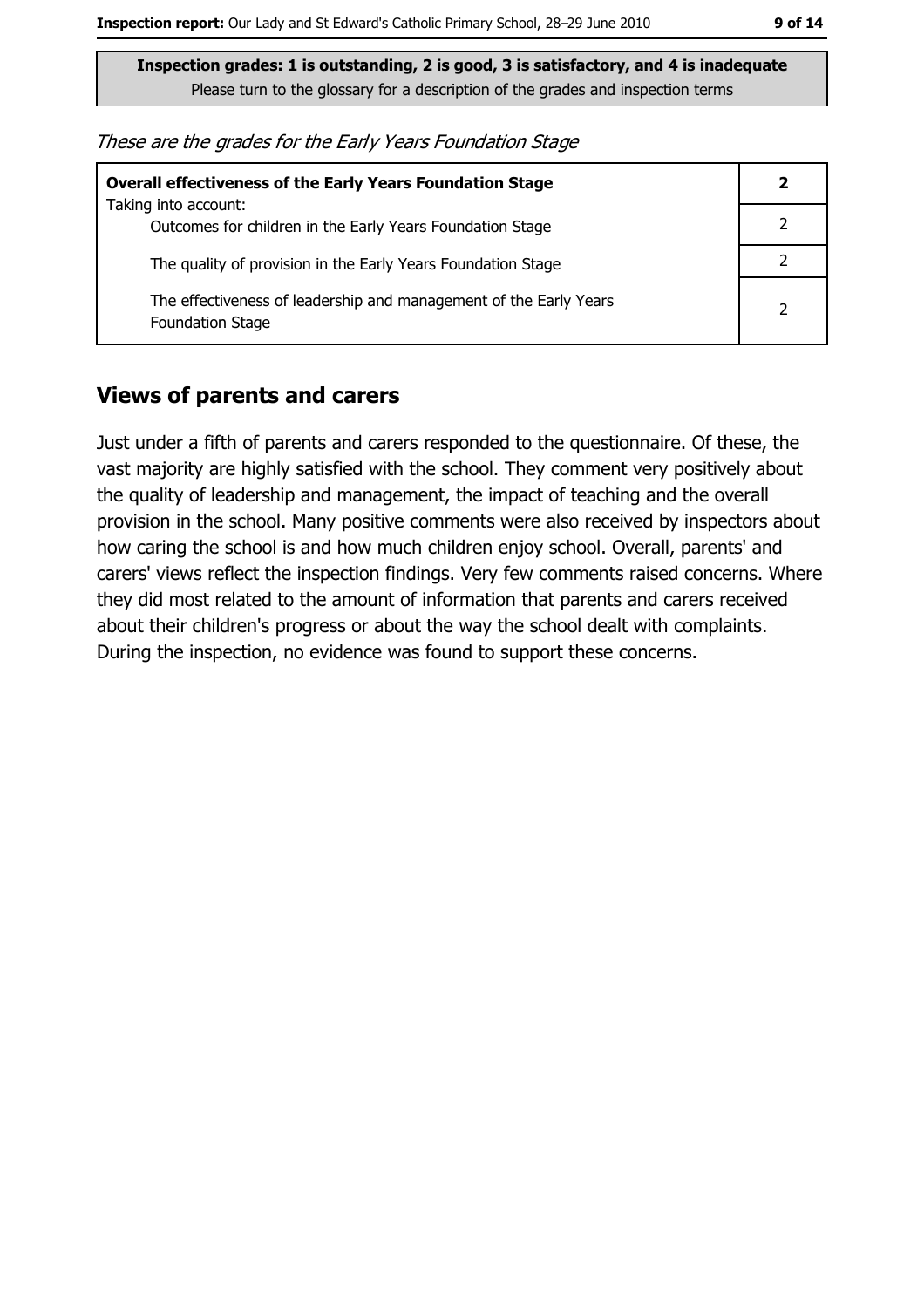**Inspection grades: 1 is outstanding, 2 is good, 3 is satisfactory, and 4 is inadequate**
Please turn to the glossary for a description of the grades and inspection terms

*These are the grades for the Early Years Foundation Stage*

| **Overall effectiveness of the Early Years Foundation Stage** | **2** |
|---|---|
| Taking into account: Outcomes for children in the Early Years Foundation Stage | 2 |
| The quality of provision in the Early Years Foundation Stage | 2 |
| The effectiveness of leadership and management of the Early Years Foundation Stage | 2 |

## Views of parents and carers

Just under a fifth of parents and carers responded to the questionnaire. Of these, the vast majority are highly satisfied with the school. They comment very positively about the quality of leadership and management, the impact of teaching and the overall provision in the school. Many positive comments were also received by inspectors about how caring the school is and how much children enjoy school. Overall, parents' and carers' views reflect the inspection findings. Very few comments raised concerns. Where they did most related to the amount of information that parents and carers received about their children's progress or about the way the school dealt with complaints. During the inspection, no evidence was found to support these concerns.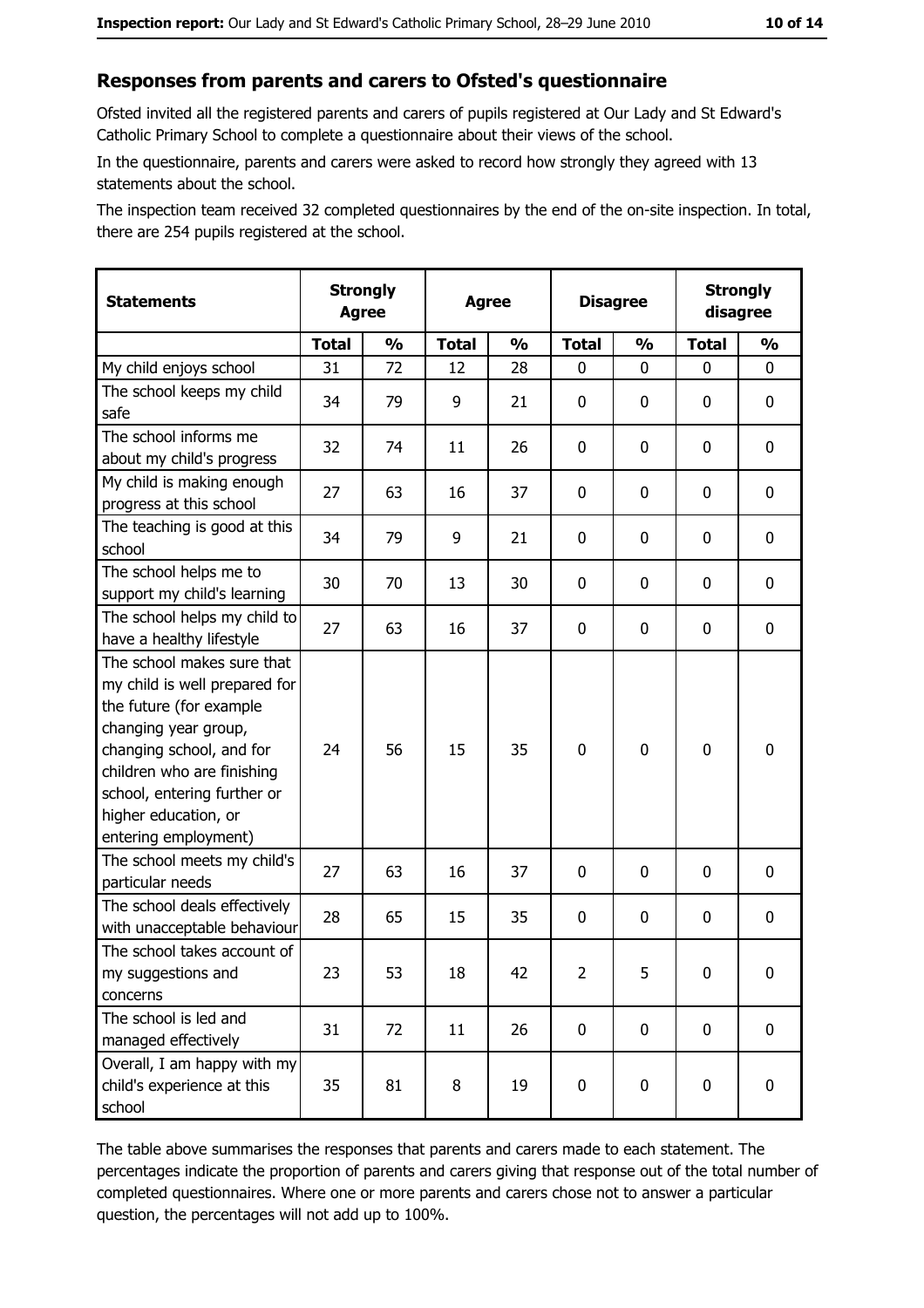## Responses from parents and carers to Ofsted's questionnaire

Ofsted invited all the registered parents and carers of pupils registered at Our Lady and St Edward's Catholic Primary School to complete a questionnaire about their views of the school.

In the questionnaire, parents and carers were asked to record how strongly they agreed with 13 statements about the school.

The inspection team received 32 completed questionnaires by the end of the on-site inspection. In total, there are 254 pupils registered at the school.

| Statements | Strongly Agree | | Agree | | Disagree | | Strongly disagree | |
|---|---|---|---|---|---|---|---|---|
| | Total | % | Total | % | Total | % | Total | % |
| My child enjoys school | 31 | 72 | 12 | 28 | 0 | 0 | 0 | 0 |
| The school keeps my child safe | 34 | 79 | 9 | 21 | 0 | 0 | 0 | 0 |
| The school informs me about my child's progress | 32 | 74 | 11 | 26 | 0 | 0 | 0 | 0 |
| My child is making enough progress at this school | 27 | 63 | 16 | 37 | 0 | 0 | 0 | 0 |
| The teaching is good at this school | 34 | 79 | 9 | 21 | 0 | 0 | 0 | 0 |
| The school helps me to support my child's learning | 30 | 70 | 13 | 30 | 0 | 0 | 0 | 0 |
| The school helps my child to have a healthy lifestyle | 27 | 63 | 16 | 37 | 0 | 0 | 0 | 0 |
| The school makes sure that my child is well prepared for the future (for example changing year group, changing school, and for children who are finishing school, entering further or higher education, or entering employment) | 24 | 56 | 15 | 35 | 0 | 0 | 0 | 0 |
| The school meets my child's particular needs | 27 | 63 | 16 | 37 | 0 | 0 | 0 | 0 |
| The school deals effectively with unacceptable behaviour | 28 | 65 | 15 | 35 | 0 | 0 | 0 | 0 |
| The school takes account of my suggestions and concerns | 23 | 53 | 18 | 42 | 2 | 5 | 0 | 0 |
| The school is led and managed effectively | 31 | 72 | 11 | 26 | 0 | 0 | 0 | 0 |
| Overall, I am happy with my child's experience at this school | 35 | 81 | 8 | 19 | 0 | 0 | 0 | 0 |

The table above summarises the responses that parents and carers made to each statement. The percentages indicate the proportion of parents and carers giving that response out of the total number of completed questionnaires. Where one or more parents and carers chose not to answer a particular question, the percentages will not add up to 100%.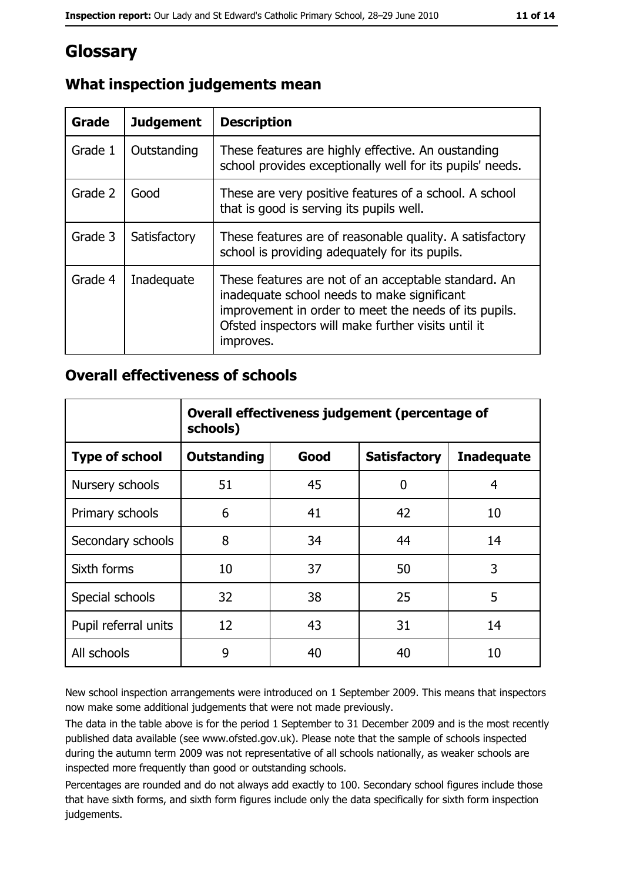# Glossary

## What inspection judgements mean

| Grade | Judgement | Description |
|---|---|---|
| Grade 1 | Outstanding | These features are highly effective. An oustanding school provides exceptionally well for its pupils' needs. |
| Grade 2 | Good | These are very positive features of a school. A school that is good is serving its pupils well. |
| Grade 3 | Satisfactory | These features are of reasonable quality. A satisfactory school is providing adequately for its pupils. |
| Grade 4 | Inadequate | These features are not of an acceptable standard. An inadequate school needs to make significant improvement in order to meet the needs of its pupils. Ofsted inspectors will make further visits until it improves. |

## Overall effectiveness of schools

| | Overall effectiveness judgement (percentage of schools) | | | |
|---|---|---|---|---|
| **Type of school** | **Outstanding** | **Good** | **Satisfactory** | **Inadequate** |
| Nursery schools | 51 | 45 | 0 | 4 |
| Primary schools | 6 | 41 | 42 | 10 |
| Secondary schools | 8 | 34 | 44 | 14 |
| Sixth forms | 10 | 37 | 50 | 3 |
| Special schools | 32 | 38 | 25 | 5 |
| Pupil referral units | 12 | 43 | 31 | 14 |
| All schools | 9 | 40 | 40 | 10 |

New school inspection arrangements were introduced on 1 September 2009. This means that inspectors now make some additional judgements that were not made previously.

The data in the table above is for the period 1 September to 31 December 2009 and is the most recently published data available (see www.ofsted.gov.uk). Please note that the sample of schools inspected during the autumn term 2009 was not representative of all schools nationally, as weaker schools are inspected more frequently than good or outstanding schools.

Percentages are rounded and do not always add exactly to 100. Secondary school figures include those that have sixth forms, and sixth form figures include only the data specifically for sixth form inspection judgements.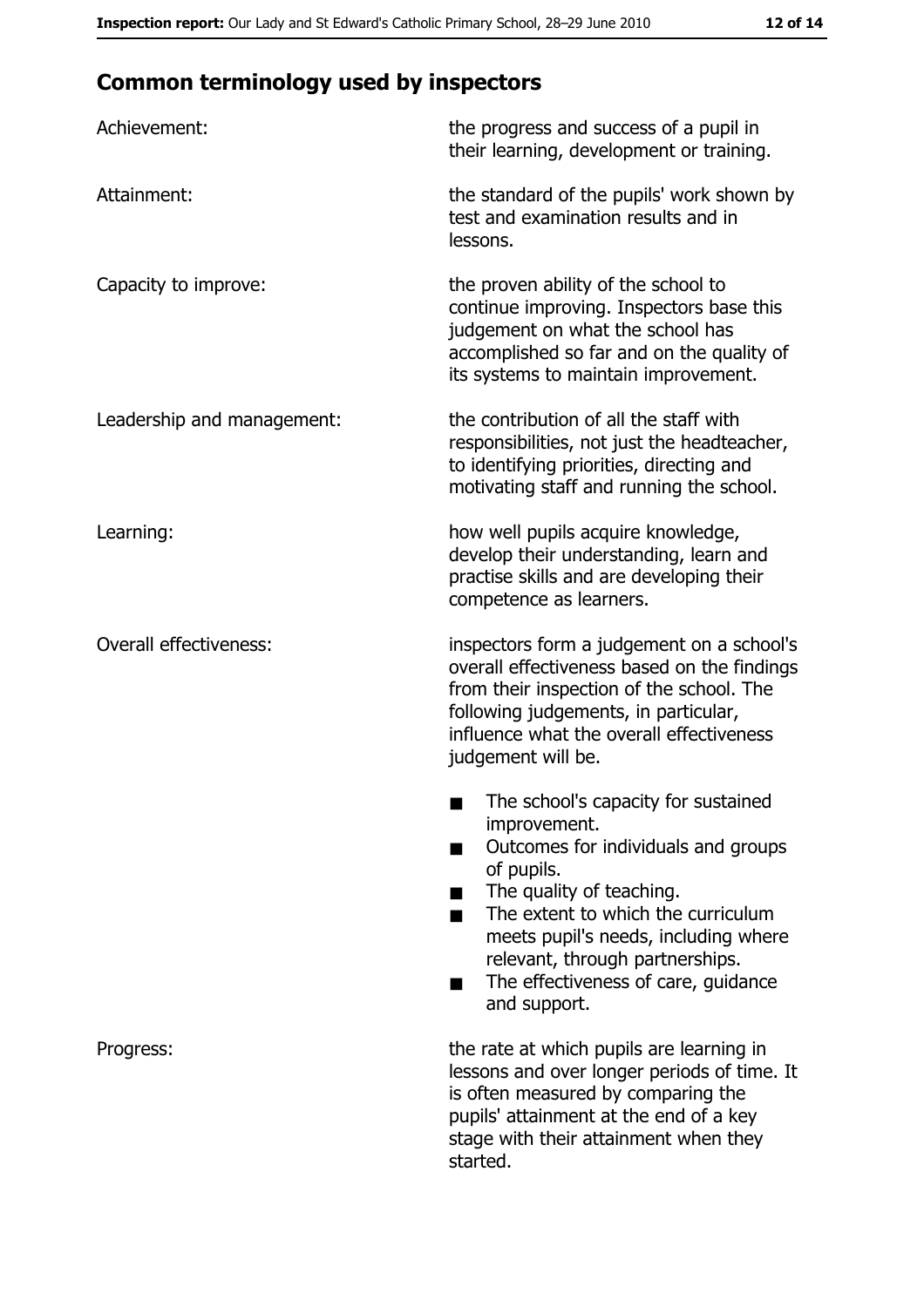## Common terminology used by inspectors

| | |
|---|---|
| Achievement: | the progress and success of a pupil in their learning, development or training. |
| Attainment: | the standard of the pupils' work shown by test and examination results and in lessons. |
| Capacity to improve: | the proven ability of the school to continue improving. Inspectors base this judgement on what the school has accomplished so far and on the quality of its systems to maintain improvement. |
| Leadership and management: | the contribution of all the staff with responsibilities, not just the headteacher, to identifying priorities, directing and motivating staff and running the school. |
| Learning: | how well pupils acquire knowledge, develop their understanding, learn and practise skills and are developing their competence as learners. |
| Overall effectiveness: | inspectors form a judgement on a school's overall effectiveness based on the findings from their inspection of the school. The following judgements, in particular, influence what the overall effectiveness judgement will be.<br>■ The school's capacity for sustained improvement.<br>■ Outcomes for individuals and groups of pupils.<br>■ The quality of teaching.<br>■ The extent to which the curriculum meets pupil's needs, including where relevant, through partnerships.<br>■ The effectiveness of care, guidance and support. |
| Progress: | the rate at which pupils are learning in lessons and over longer periods of time. It is often measured by comparing the pupils' attainment at the end of a key stage with their attainment when they started. |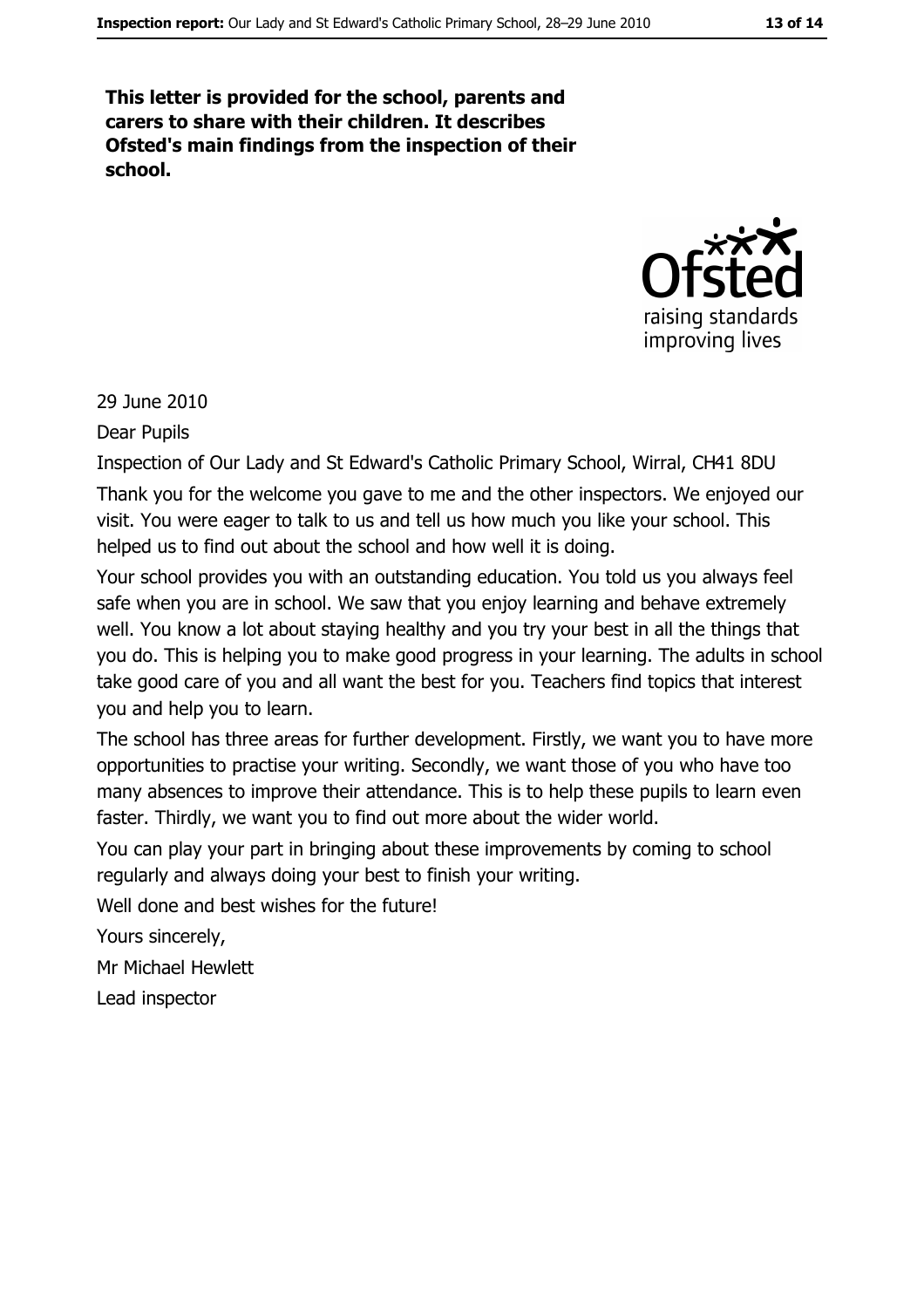**This letter is provided for the school, parents and carers to share with their children. It describes Ofsted's main findings from the inspection of their school.**

29 June 2010

Dear Pupils

Inspection of Our Lady and St Edward's Catholic Primary School, Wirral, CH41 8DU

Thank you for the welcome you gave to me and the other inspectors. We enjoyed our visit. You were eager to talk to us and tell us how much you like your school. This helped us to find out about the school and how well it is doing.

Your school provides you with an outstanding education. You told us you always feel safe when you are in school. We saw that you enjoy learning and behave extremely well. You know a lot about staying healthy and you try your best in all the things that you do. This is helping you to make good progress in your learning. The adults in school take good care of you and all want the best for you. Teachers find topics that interest you and help you to learn.

The school has three areas for further development. Firstly, we want you to have more opportunities to practise your writing. Secondly, we want those of you who have too many absences to improve their attendance. This is to help these pupils to learn even faster. Thirdly, we want you to find out more about the wider world.

You can play your part in bringing about these improvements by coming to school regularly and always doing your best to finish your writing.

Well done and best wishes for the future!

Yours sincerely,

Mr Michael Hewlett

Lead inspector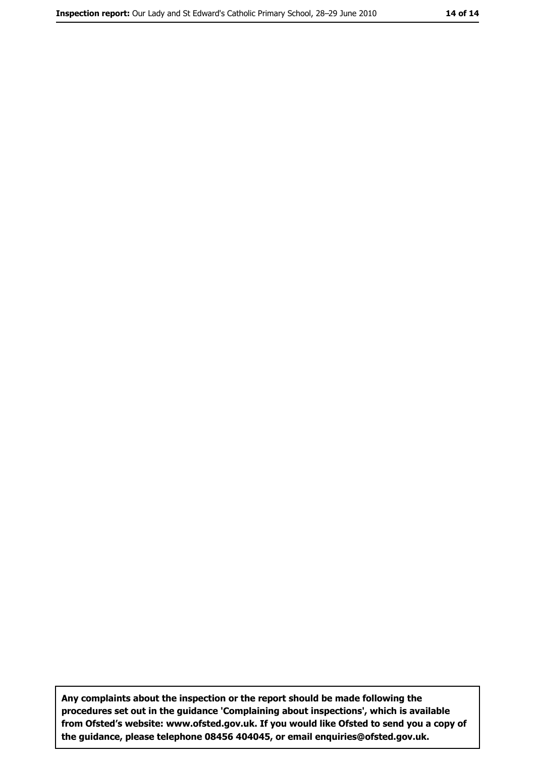**Any complaints about the inspection or the report should be made following the procedures set out in the guidance 'Complaining about inspections', which is available from Ofsted's website: www.ofsted.gov.uk. If you would like Ofsted to send you a copy of the guidance, please telephone 08456 404045, or email enquiries@ofsted.gov.uk.**